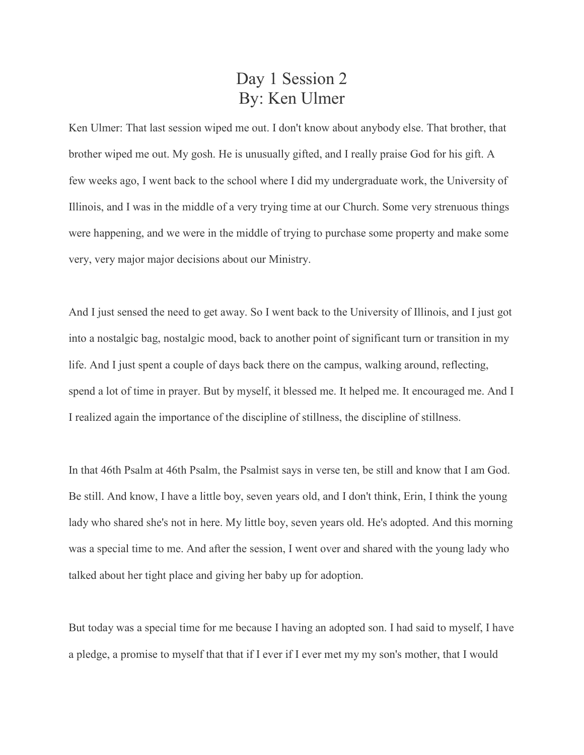# Day 1 Session 2
# By: Ken Ulmer

Ken Ulmer: That last session wiped me out. I don't know about anybody else. That brother, that brother wiped me out. My gosh. He is unusually gifted, and I really praise God for his gift. A few weeks ago, I went back to the school where I did my undergraduate work, the University of Illinois, and I was in the middle of a very trying time at our Church. Some very strenuous things were happening, and we were in the middle of trying to purchase some property and make some very, very major major decisions about our Ministry.

And I just sensed the need to get away. So I went back to the University of Illinois, and I just got into a nostalgic bag, nostalgic mood, back to another point of significant turn or transition in my life. And I just spent a couple of days back there on the campus, walking around, reflecting, spend a lot of time in prayer. But by myself, it blessed me. It helped me. It encouraged me. And I I realized again the importance of the discipline of stillness, the discipline of stillness.

In that 46th Psalm at 46th Psalm, the Psalmist says in verse ten, be still and know that I am God. Be still. And know, I have a little boy, seven years old, and I don't think, Erin, I think the young lady who shared she's not in here. My little boy, seven years old. He's adopted. And this morning was a special time to me. And after the session, I went over and shared with the young lady who talked about her tight place and giving her baby up for adoption.

But today was a special time for me because I having an adopted son. I had said to myself, I have a pledge, a promise to myself that that if I ever if I ever met my my son's mother, that I would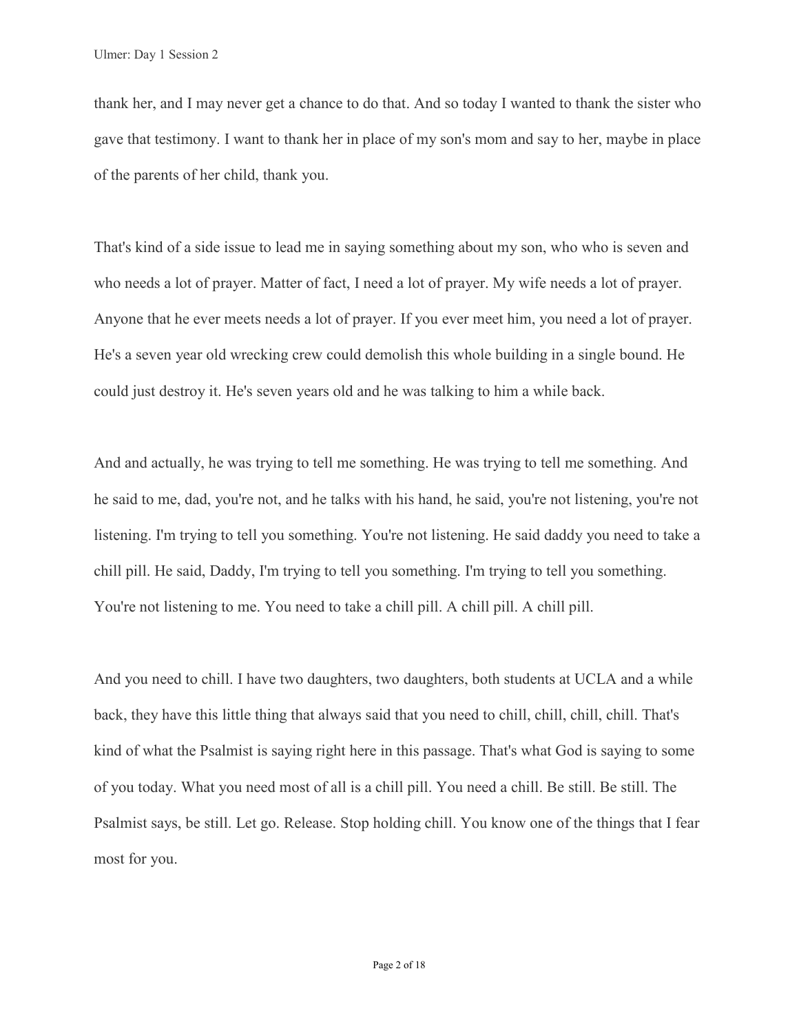thank her, and I may never get a chance to do that. And so today I wanted to thank the sister who gave that testimony. I want to thank her in place of my son's mom and say to her, maybe in place of the parents of her child, thank you.

That's kind of a side issue to lead me in saying something about my son, who who is seven and who needs a lot of prayer. Matter of fact, I need a lot of prayer. My wife needs a lot of prayer. Anyone that he ever meets needs a lot of prayer. If you ever meet him, you need a lot of prayer. He's a seven year old wrecking crew could demolish this whole building in a single bound. He could just destroy it. He's seven years old and he was talking to him a while back.

And and actually, he was trying to tell me something. He was trying to tell me something. And he said to me, dad, you're not, and he talks with his hand, he said, you're not listening, you're not listening. I'm trying to tell you something. You're not listening. He said daddy you need to take a chill pill. He said, Daddy, I'm trying to tell you something. I'm trying to tell you something. You're not listening to me. You need to take a chill pill. A chill pill. A chill pill.

And you need to chill. I have two daughters, two daughters, both students at UCLA and a while back, they have this little thing that always said that you need to chill, chill, chill, chill. That's kind of what the Psalmist is saying right here in this passage. That's what God is saying to some of you today. What you need most of all is a chill pill. You need a chill. Be still. Be still. The Psalmist says, be still. Let go. Release. Stop holding chill. You know one of the things that I fear most for you.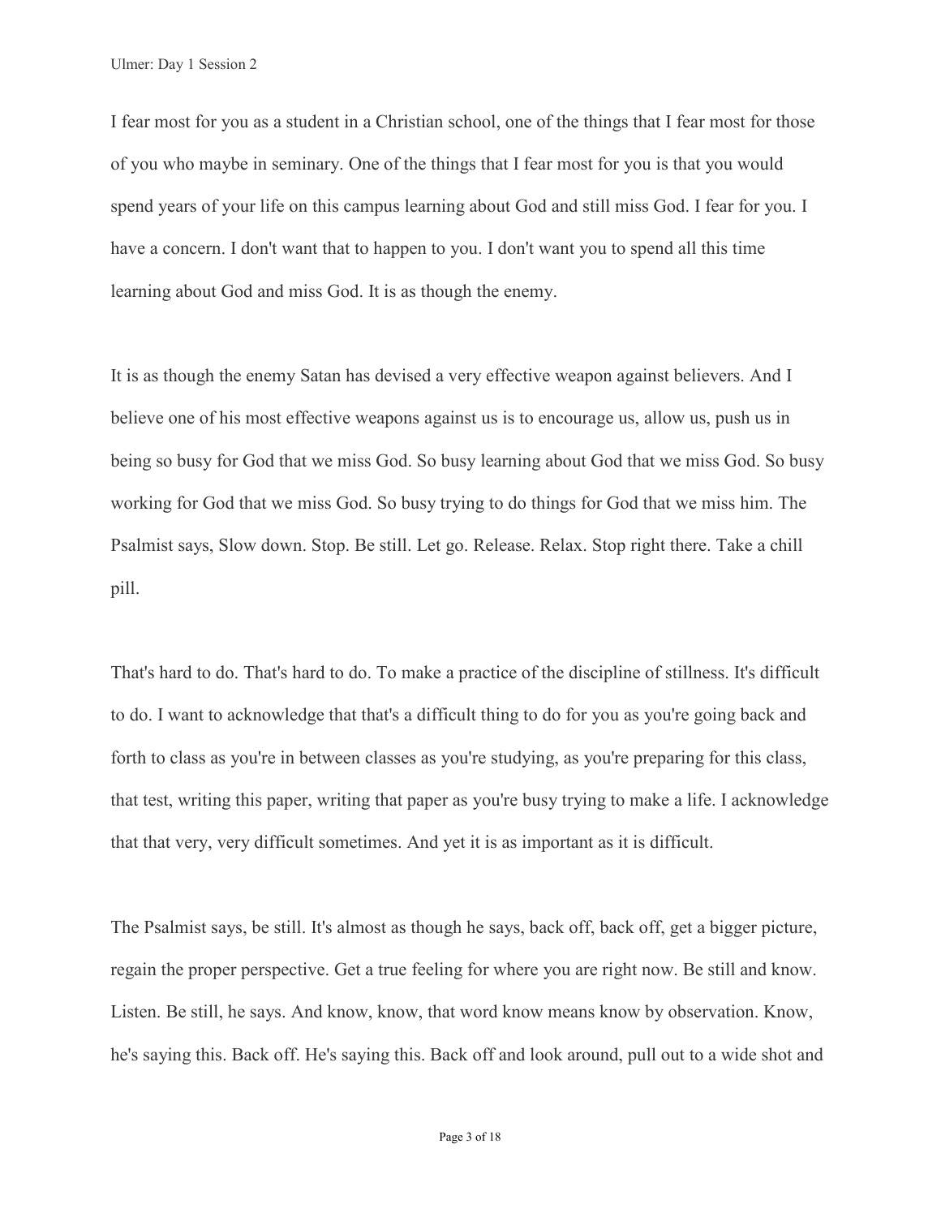I fear most for you as a student in a Christian school, one of the things that I fear most for those of you who maybe in seminary. One of the things that I fear most for you is that you would spend years of your life on this campus learning about God and still miss God. I fear for you. I have a concern. I don't want that to happen to you. I don't want you to spend all this time learning about God and miss God. It is as though the enemy.

It is as though the enemy Satan has devised a very effective weapon against believers. And I believe one of his most effective weapons against us is to encourage us, allow us, push us in being so busy for God that we miss God. So busy learning about God that we miss God. So busy working for God that we miss God. So busy trying to do things for God that we miss him. The Psalmist says, Slow down. Stop. Be still. Let go. Release. Relax. Stop right there. Take a chill pill.

That's hard to do. That's hard to do. To make a practice of the discipline of stillness. It's difficult to do. I want to acknowledge that that's a difficult thing to do for you as you're going back and forth to class as you're in between classes as you're studying, as you're preparing for this class, that test, writing this paper, writing that paper as you're busy trying to make a life. I acknowledge that that very, very difficult sometimes. And yet it is as important as it is difficult.

The Psalmist says, be still. It's almost as though he says, back off, back off, get a bigger picture, regain the proper perspective. Get a true feeling for where you are right now. Be still and know. Listen. Be still, he says. And know, know, that word know means know by observation. Know, he's saying this. Back off. He's saying this. Back off and look around, pull out to a wide shot and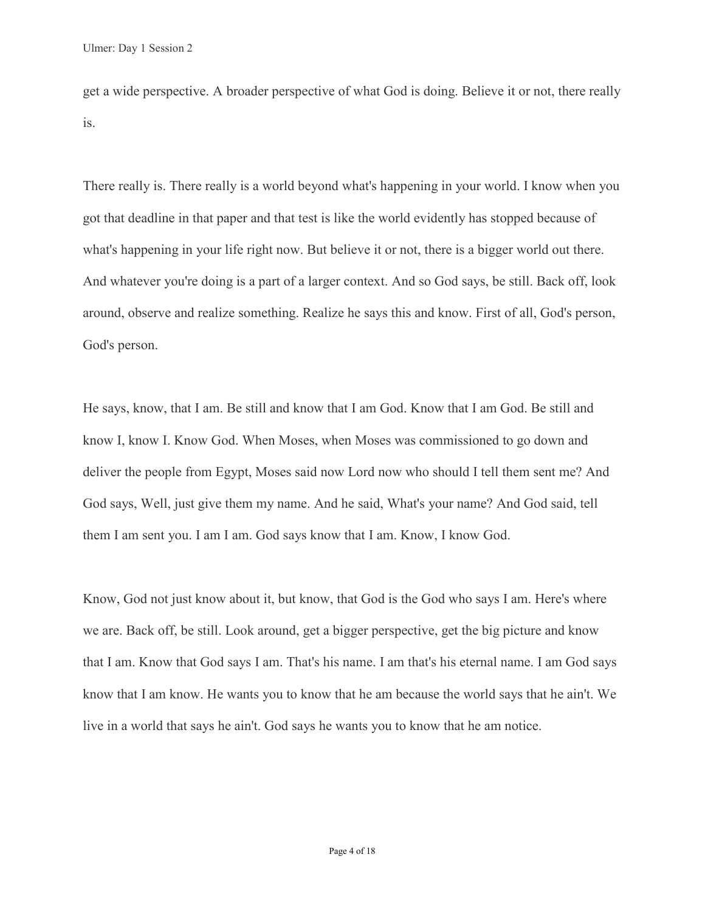get a wide perspective. A broader perspective of what God is doing. Believe it or not, there really is.

There really is. There really is a world beyond what's happening in your world. I know when you got that deadline in that paper and that test is like the world evidently has stopped because of what's happening in your life right now. But believe it or not, there is a bigger world out there. And whatever you're doing is a part of a larger context. And so God says, be still. Back off, look around, observe and realize something. Realize he says this and know. First of all, God's person, God's person.

He says, know, that I am. Be still and know that I am God. Know that I am God. Be still and know I, know I. Know God. When Moses, when Moses was commissioned to go down and deliver the people from Egypt, Moses said now Lord now who should I tell them sent me? And God says, Well, just give them my name. And he said, What's your name? And God said, tell them I am sent you. I am I am. God says know that I am. Know, I know God.

Know, God not just know about it, but know, that God is the God who says I am. Here's where we are. Back off, be still. Look around, get a bigger perspective, get the big picture and know that I am. Know that God says I am. That's his name. I am that's his eternal name. I am God says know that I am know. He wants you to know that he am because the world says that he ain't. We live in a world that says he ain't. God says he wants you to know that he am notice.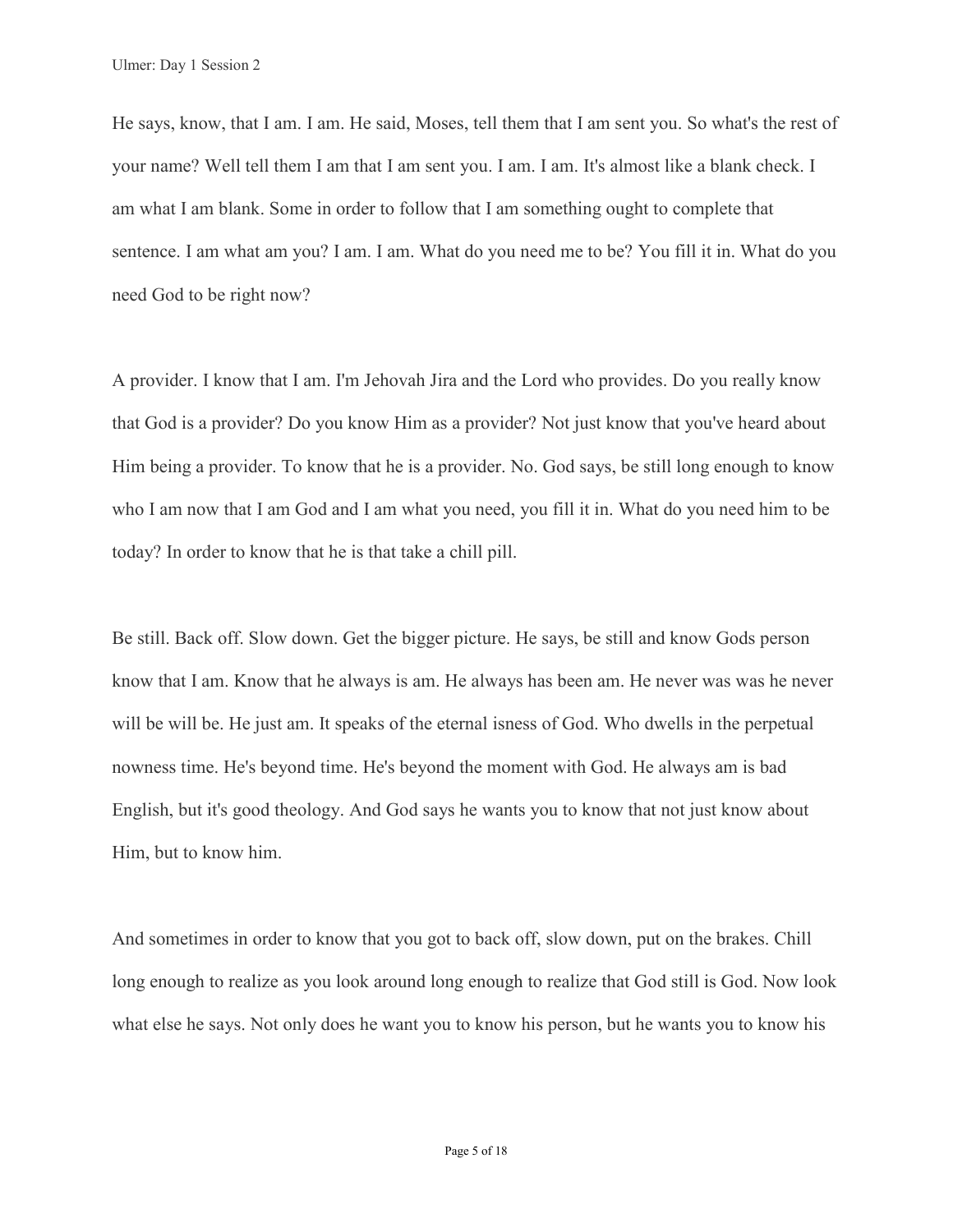He says, know, that I am. I am. He said, Moses, tell them that I am sent you. So what's the rest of your name? Well tell them I am that I am sent you. I am. I am. It's almost like a blank check. I am what I am blank. Some in order to follow that I am something ought to complete that sentence. I am what am you? I am. I am. What do you need me to be? You fill it in. What do you need God to be right now?

A provider. I know that I am. I'm Jehovah Jira and the Lord who provides. Do you really know that God is a provider? Do you know Him as a provider? Not just know that you've heard about Him being a provider. To know that he is a provider. No. God says, be still long enough to know who I am now that I am God and I am what you need, you fill it in. What do you need him to be today? In order to know that he is that take a chill pill.

Be still. Back off. Slow down. Get the bigger picture. He says, be still and know Gods person know that I am. Know that he always is am. He always has been am. He never was was he never will be will be. He just am. It speaks of the eternal isness of God. Who dwells in the perpetual nowness time. He's beyond time. He's beyond the moment with God. He always am is bad English, but it's good theology. And God says he wants you to know that not just know about Him, but to know him.

And sometimes in order to know that you got to back off, slow down, put on the brakes. Chill long enough to realize as you look around long enough to realize that God still is God. Now look what else he says. Not only does he want you to know his person, but he wants you to know his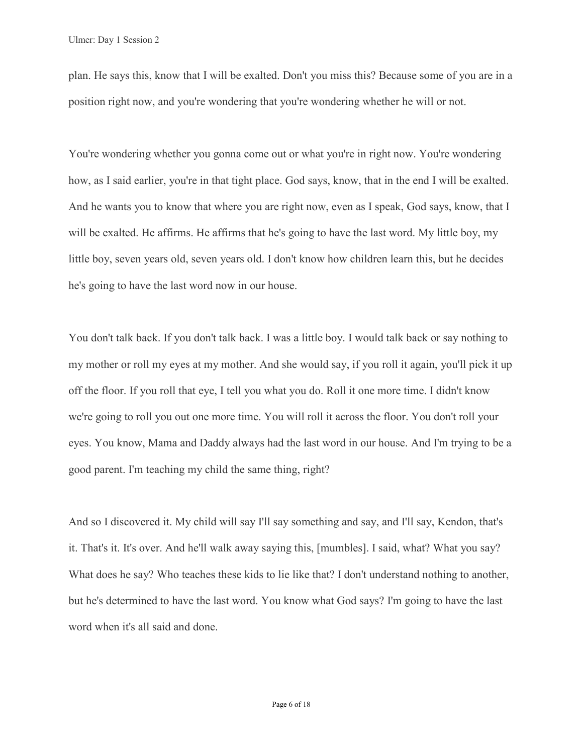plan. He says this, know that I will be exalted. Don't you miss this? Because some of you are in a position right now, and you're wondering that you're wondering whether he will or not.

You're wondering whether you gonna come out or what you're in right now. You're wondering how, as I said earlier, you're in that tight place. God says, know, that in the end I will be exalted. And he wants you to know that where you are right now, even as I speak, God says, know, that I will be exalted. He affirms. He affirms that he's going to have the last word. My little boy, my little boy, seven years old, seven years old. I don't know how children learn this, but he decides he's going to have the last word now in our house.

You don't talk back. If you don't talk back. I was a little boy. I would talk back or say nothing to my mother or roll my eyes at my mother. And she would say, if you roll it again, you'll pick it up off the floor. If you roll that eye, I tell you what you do. Roll it one more time. I didn't know we're going to roll you out one more time. You will roll it across the floor. You don't roll your eyes. You know, Mama and Daddy always had the last word in our house. And I'm trying to be a good parent. I'm teaching my child the same thing, right?

And so I discovered it. My child will say I'll say something and say, and I'll say, Kendon, that's it. That's it. It's over. And he'll walk away saying this, [mumbles]. I said, what? What you say? What does he say? Who teaches these kids to lie like that? I don't understand nothing to another, but he's determined to have the last word. You know what God says? I'm going to have the last word when it's all said and done.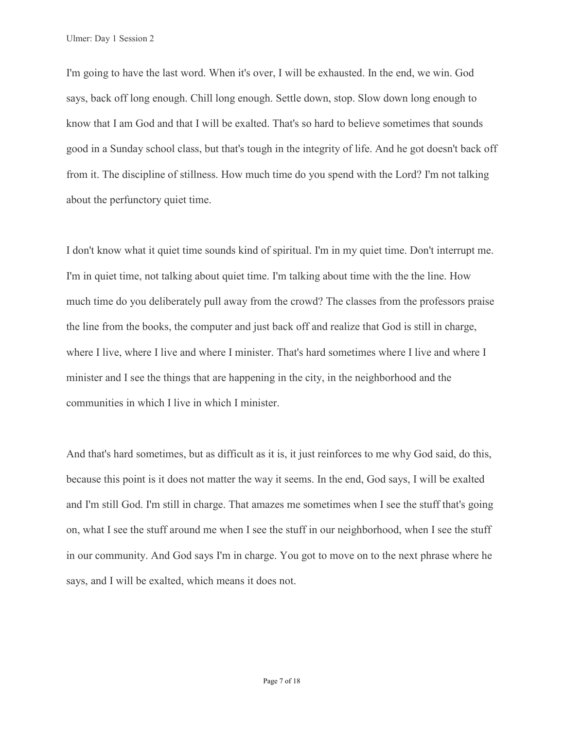I'm going to have the last word. When it's over, I will be exhausted. In the end, we win. God says, back off long enough. Chill long enough. Settle down, stop. Slow down long enough to know that I am God and that I will be exalted. That's so hard to believe sometimes that sounds good in a Sunday school class, but that's tough in the integrity of life. And he got doesn't back off from it. The discipline of stillness. How much time do you spend with the Lord? I'm not talking about the perfunctory quiet time.

I don't know what it quiet time sounds kind of spiritual. I'm in my quiet time. Don't interrupt me. I'm in quiet time, not talking about quiet time. I'm talking about time with the the line. How much time do you deliberately pull away from the crowd? The classes from the professors praise the line from the books, the computer and just back off and realize that God is still in charge, where I live, where I live and where I minister. That's hard sometimes where I live and where I minister and I see the things that are happening in the city, in the neighborhood and the communities in which I live in which I minister.

And that's hard sometimes, but as difficult as it is, it just reinforces to me why God said, do this, because this point is it does not matter the way it seems. In the end, God says, I will be exalted and I'm still God. I'm still in charge. That amazes me sometimes when I see the stuff that's going on, what I see the stuff around me when I see the stuff in our neighborhood, when I see the stuff in our community. And God says I'm in charge. You got to move on to the next phrase where he says, and I will be exalted, which means it does not.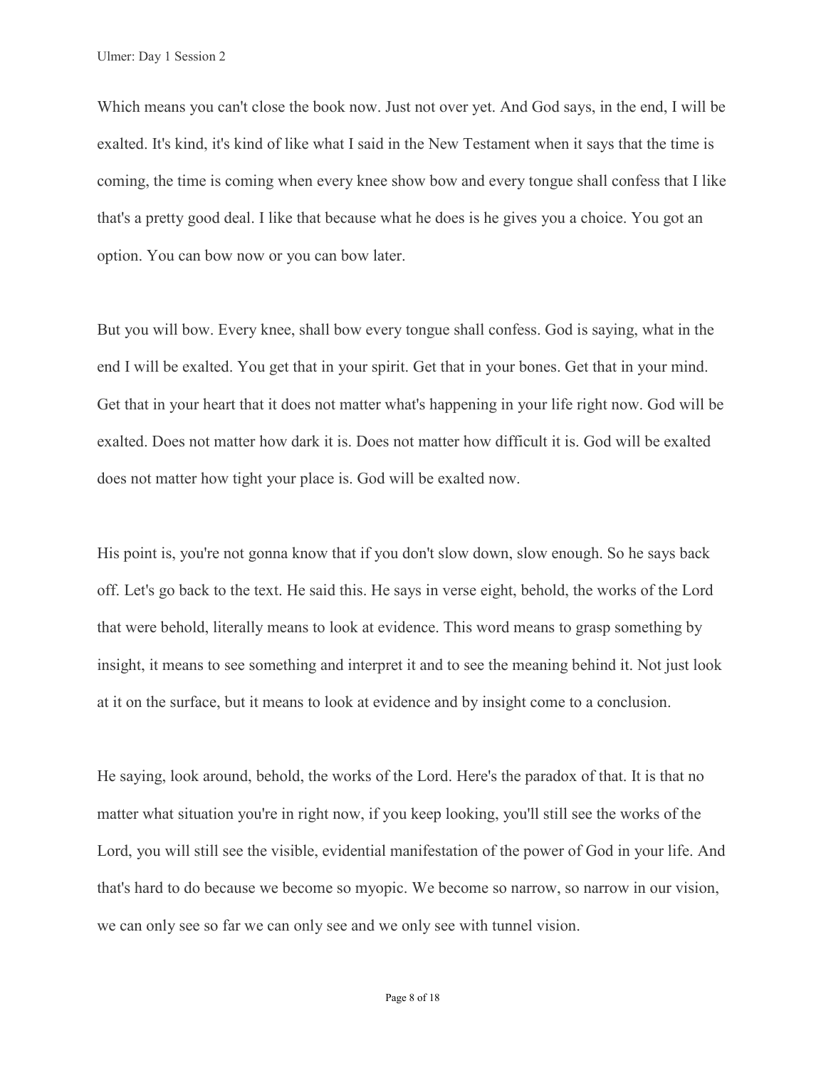Which means you can't close the book now. Just not over yet. And God says, in the end, I will be exalted. It's kind, it's kind of like what I said in the New Testament when it says that the time is coming, the time is coming when every knee show bow and every tongue shall confess that I like that's a pretty good deal. I like that because what he does is he gives you a choice. You got an option. You can bow now or you can bow later.

But you will bow. Every knee, shall bow every tongue shall confess. God is saying, what in the end I will be exalted. You get that in your spirit. Get that in your bones. Get that in your mind. Get that in your heart that it does not matter what's happening in your life right now. God will be exalted. Does not matter how dark it is. Does not matter how difficult it is. God will be exalted does not matter how tight your place is. God will be exalted now.

His point is, you're not gonna know that if you don't slow down, slow enough. So he says back off. Let's go back to the text. He said this. He says in verse eight, behold, the works of the Lord that were behold, literally means to look at evidence. This word means to grasp something by insight, it means to see something and interpret it and to see the meaning behind it. Not just look at it on the surface, but it means to look at evidence and by insight come to a conclusion.

He saying, look around, behold, the works of the Lord. Here's the paradox of that. It is that no matter what situation you're in right now, if you keep looking, you'll still see the works of the Lord, you will still see the visible, evidential manifestation of the power of God in your life. And that's hard to do because we become so myopic. We become so narrow, so narrow in our vision, we can only see so far we can only see and we only see with tunnel vision.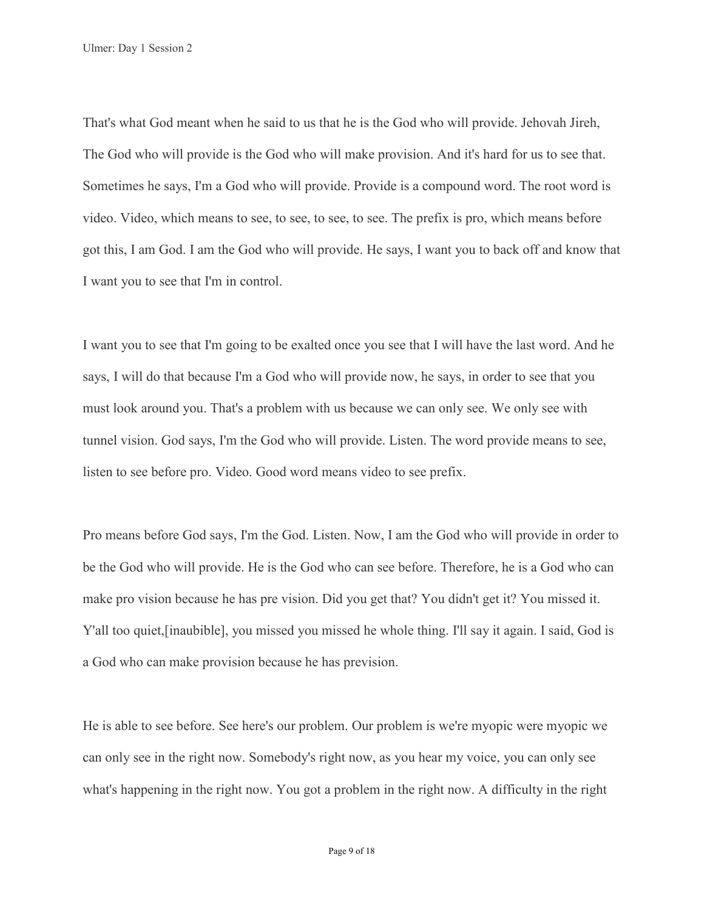That's what God meant when he said to us that he is the God who will provide. Jehovah Jireh, The God who will provide is the God who will make provision. And it's hard for us to see that. Sometimes he says, I'm a God who will provide. Provide is a compound word. The root word is video. Video, which means to see, to see, to see, to see. The prefix is pro, which means before got this, I am God. I am the God who will provide. He says, I want you to back off and know that I want you to see that I'm in control.

I want you to see that I'm going to be exalted once you see that I will have the last word. And he says, I will do that because I'm a God who will provide now, he says, in order to see that you must look around you. That's a problem with us because we can only see. We only see with tunnel vision. God says, I'm the God who will provide. Listen. The word provide means to see, listen to see before pro. Video. Good word means video to see prefix.

Pro means before God says, I'm the God. Listen. Now, I am the God who will provide in order to be the God who will provide. He is the God who can see before. Therefore, he is a God who can make pro vision because he has pre vision. Did you get that? You didn't get it? You missed it. Y'all too quiet,[inaubible], you missed you missed he whole thing. I'll say it again. I said, God is a God who can make provision because he has prevision.

He is able to see before. See here's our problem. Our problem is we're myopic were myopic we can only see in the right now. Somebody's right now, as you hear my voice, you can only see what's happening in the right now. You got a problem in the right now. A difficulty in the right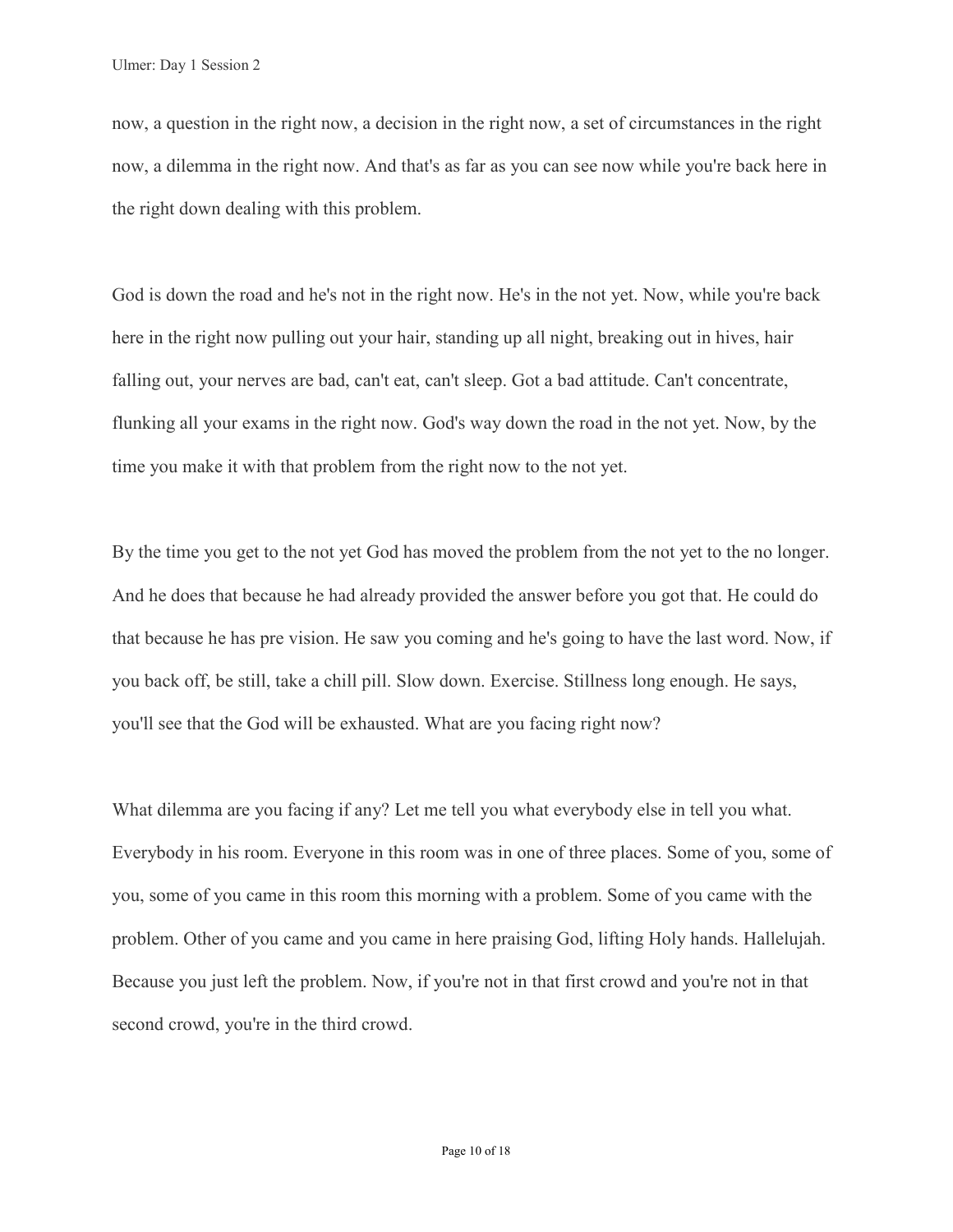now, a question in the right now, a decision in the right now, a set of circumstances in the right now, a dilemma in the right now. And that's as far as you can see now while you're back here in the right down dealing with this problem.

God is down the road and he's not in the right now. He's in the not yet. Now, while you're back here in the right now pulling out your hair, standing up all night, breaking out in hives, hair falling out, your nerves are bad, can't eat, can't sleep. Got a bad attitude. Can't concentrate, flunking all your exams in the right now. God's way down the road in the not yet. Now, by the time you make it with that problem from the right now to the not yet.

By the time you get to the not yet God has moved the problem from the not yet to the no longer. And he does that because he had already provided the answer before you got that. He could do that because he has pre vision. He saw you coming and he's going to have the last word. Now, if you back off, be still, take a chill pill. Slow down. Exercise. Stillness long enough. He says, you'll see that the God will be exhausted. What are you facing right now?

What dilemma are you facing if any? Let me tell you what everybody else in tell you what. Everybody in his room. Everyone in this room was in one of three places. Some of you, some of you, some of you came in this room this morning with a problem. Some of you came with the problem. Other of you came and you came in here praising God, lifting Holy hands. Hallelujah. Because you just left the problem. Now, if you're not in that first crowd and you're not in that second crowd, you're in the third crowd.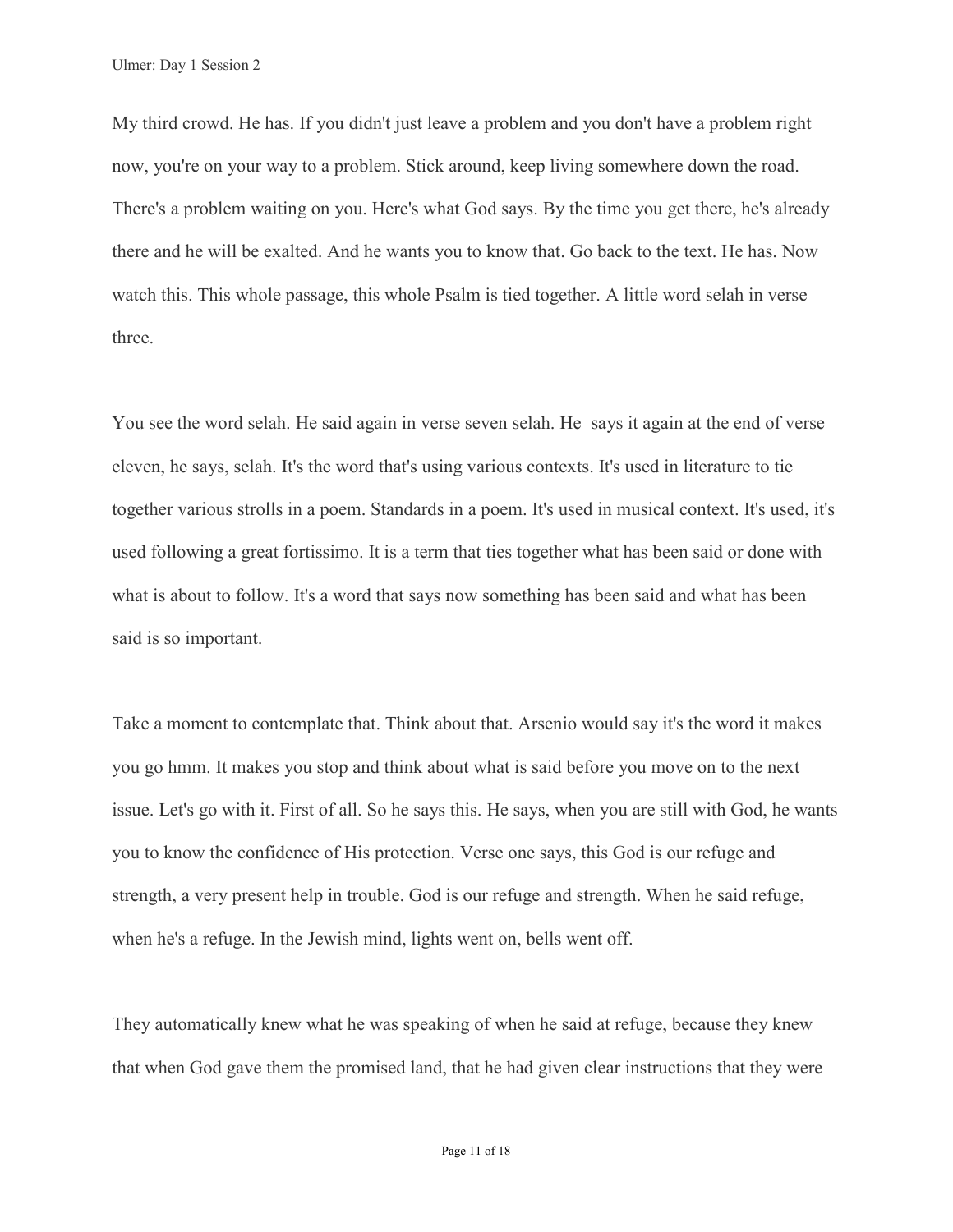My third crowd. He has. If you didn't just leave a problem and you don't have a problem right now, you're on your way to a problem. Stick around, keep living somewhere down the road. There's a problem waiting on you. Here's what God says. By the time you get there, he's already there and he will be exalted. And he wants you to know that. Go back to the text. He has. Now watch this. This whole passage, this whole Psalm is tied together. A little word selah in verse three.

You see the word selah. He said again in verse seven selah. He says it again at the end of verse eleven, he says, selah. It's the word that's using various contexts. It's used in literature to tie together various strolls in a poem. Standards in a poem. It's used in musical context. It's used, it's used following a great fortissimo. It is a term that ties together what has been said or done with what is about to follow. It's a word that says now something has been said and what has been said is so important.

Take a moment to contemplate that. Think about that. Arsenio would say it's the word it makes you go hmm. It makes you stop and think about what is said before you move on to the next issue. Let's go with it. First of all. So he says this. He says, when you are still with God, he wants you to know the confidence of His protection. Verse one says, this God is our refuge and strength, a very present help in trouble. God is our refuge and strength. When he said refuge, when he's a refuge. In the Jewish mind, lights went on, bells went off.

They automatically knew what he was speaking of when he said at refuge, because they knew that when God gave them the promised land, that he had given clear instructions that they were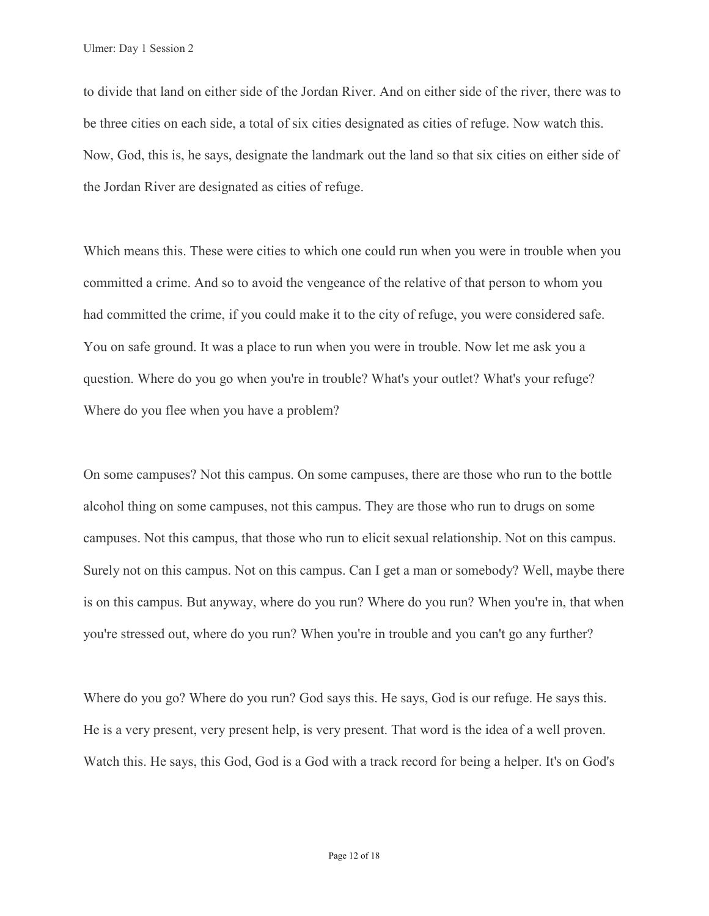to divide that land on either side of the Jordan River. And on either side of the river, there was to be three cities on each side, a total of six cities designated as cities of refuge. Now watch this. Now, God, this is, he says, designate the landmark out the land so that six cities on either side of the Jordan River are designated as cities of refuge.

Which means this. These were cities to which one could run when you were in trouble when you committed a crime. And so to avoid the vengeance of the relative of that person to whom you had committed the crime, if you could make it to the city of refuge, you were considered safe. You on safe ground. It was a place to run when you were in trouble. Now let me ask you a question. Where do you go when you're in trouble? What's your outlet? What's your refuge? Where do you flee when you have a problem?

On some campuses? Not this campus. On some campuses, there are those who run to the bottle alcohol thing on some campuses, not this campus. They are those who run to drugs on some campuses. Not this campus, that those who run to elicit sexual relationship. Not on this campus. Surely not on this campus. Not on this campus. Can I get a man or somebody? Well, maybe there is on this campus. But anyway, where do you run? Where do you run? When you're in, that when you're stressed out, where do you run? When you're in trouble and you can't go any further?

Where do you go? Where do you run? God says this. He says, God is our refuge. He says this. He is a very present, very present help, is very present. That word is the idea of a well proven. Watch this. He says, this God, God is a God with a track record for being a helper. It's on God's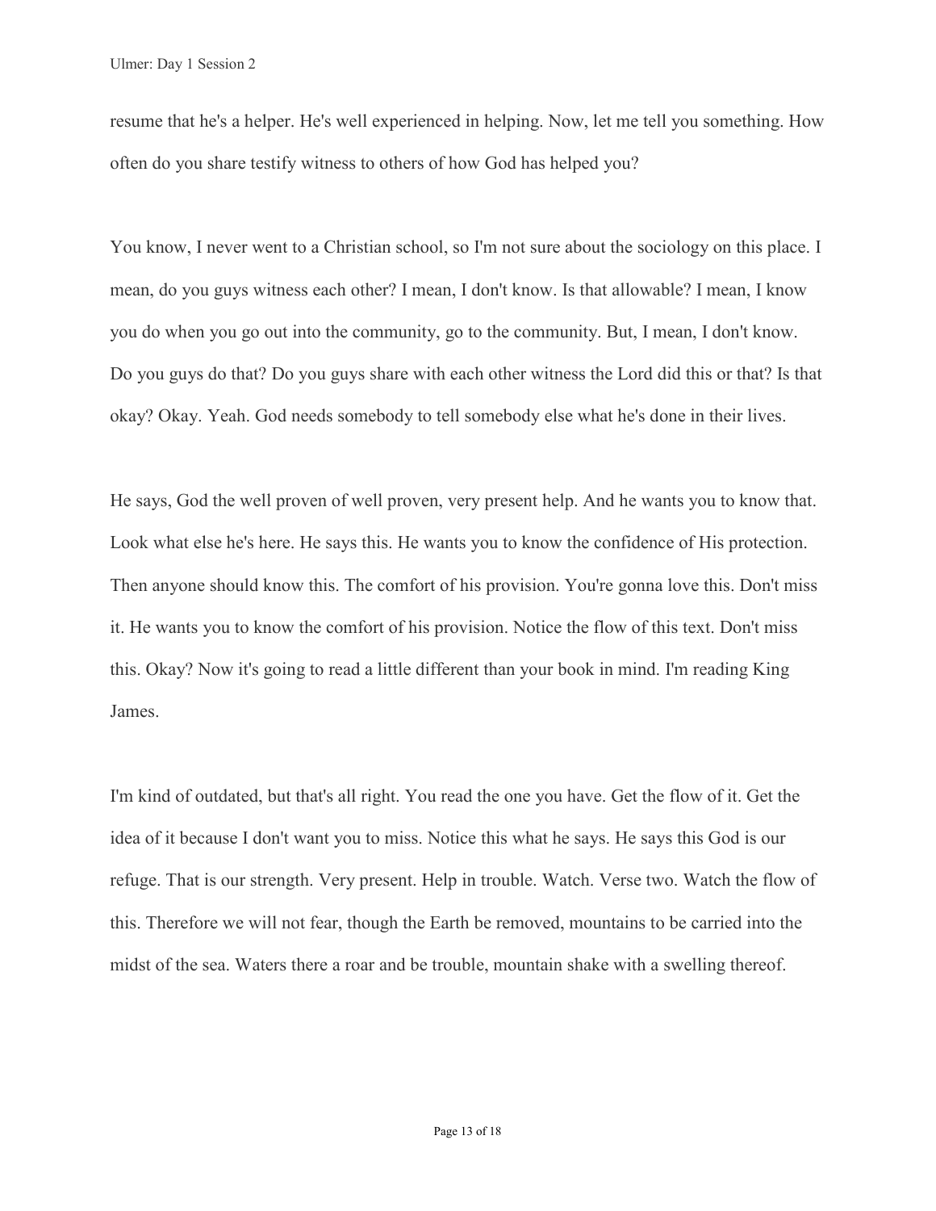resume that he's a helper. He's well experienced in helping. Now, let me tell you something. How often do you share testify witness to others of how God has helped you?

You know, I never went to a Christian school, so I'm not sure about the sociology on this place. I mean, do you guys witness each other? I mean, I don't know. Is that allowable? I mean, I know you do when you go out into the community, go to the community. But, I mean, I don't know. Do you guys do that? Do you guys share with each other witness the Lord did this or that? Is that okay? Okay. Yeah. God needs somebody to tell somebody else what he's done in their lives.

He says, God the well proven of well proven, very present help. And he wants you to know that. Look what else he's here. He says this. He wants you to know the confidence of His protection. Then anyone should know this. The comfort of his provision. You're gonna love this. Don't miss it. He wants you to know the comfort of his provision. Notice the flow of this text. Don't miss this. Okay? Now it's going to read a little different than your book in mind. I'm reading King James.

I'm kind of outdated, but that's all right. You read the one you have. Get the flow of it. Get the idea of it because I don't want you to miss. Notice this what he says. He says this God is our refuge. That is our strength. Very present. Help in trouble. Watch. Verse two. Watch the flow of this. Therefore we will not fear, though the Earth be removed, mountains to be carried into the midst of the sea. Waters there a roar and be trouble, mountain shake with a swelling thereof.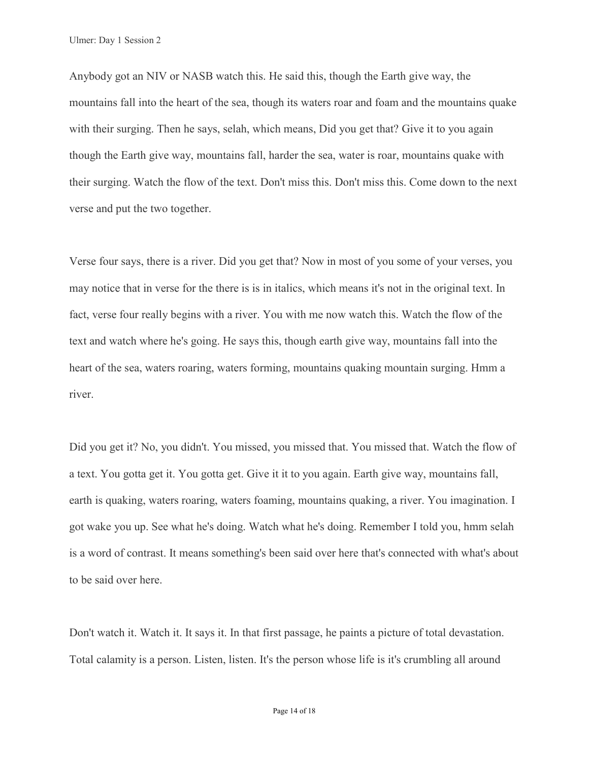Anybody got an NIV or NASB watch this. He said this, though the Earth give way, the mountains fall into the heart of the sea, though its waters roar and foam and the mountains quake with their surging. Then he says, selah, which means, Did you get that? Give it to you again though the Earth give way, mountains fall, harder the sea, water is roar, mountains quake with their surging. Watch the flow of the text. Don't miss this. Don't miss this. Come down to the next verse and put the two together.

Verse four says, there is a river. Did you get that? Now in most of you some of your verses, you may notice that in verse for the there is is in italics, which means it's not in the original text. In fact, verse four really begins with a river. You with me now watch this. Watch the flow of the text and watch where he's going. He says this, though earth give way, mountains fall into the heart of the sea, waters roaring, waters forming, mountains quaking mountain surging. Hmm a river.

Did you get it? No, you didn't. You missed, you missed that. You missed that. Watch the flow of a text. You gotta get it. You gotta get. Give it it to you again. Earth give way, mountains fall, earth is quaking, waters roaring, waters foaming, mountains quaking, a river. You imagination. I got wake you up. See what he's doing. Watch what he's doing. Remember I told you, hmm selah is a word of contrast. It means something's been said over here that's connected with what's about to be said over here.

Don't watch it. Watch it. It says it. In that first passage, he paints a picture of total devastation. Total calamity is a person. Listen, listen. It's the person whose life is it's crumbling all around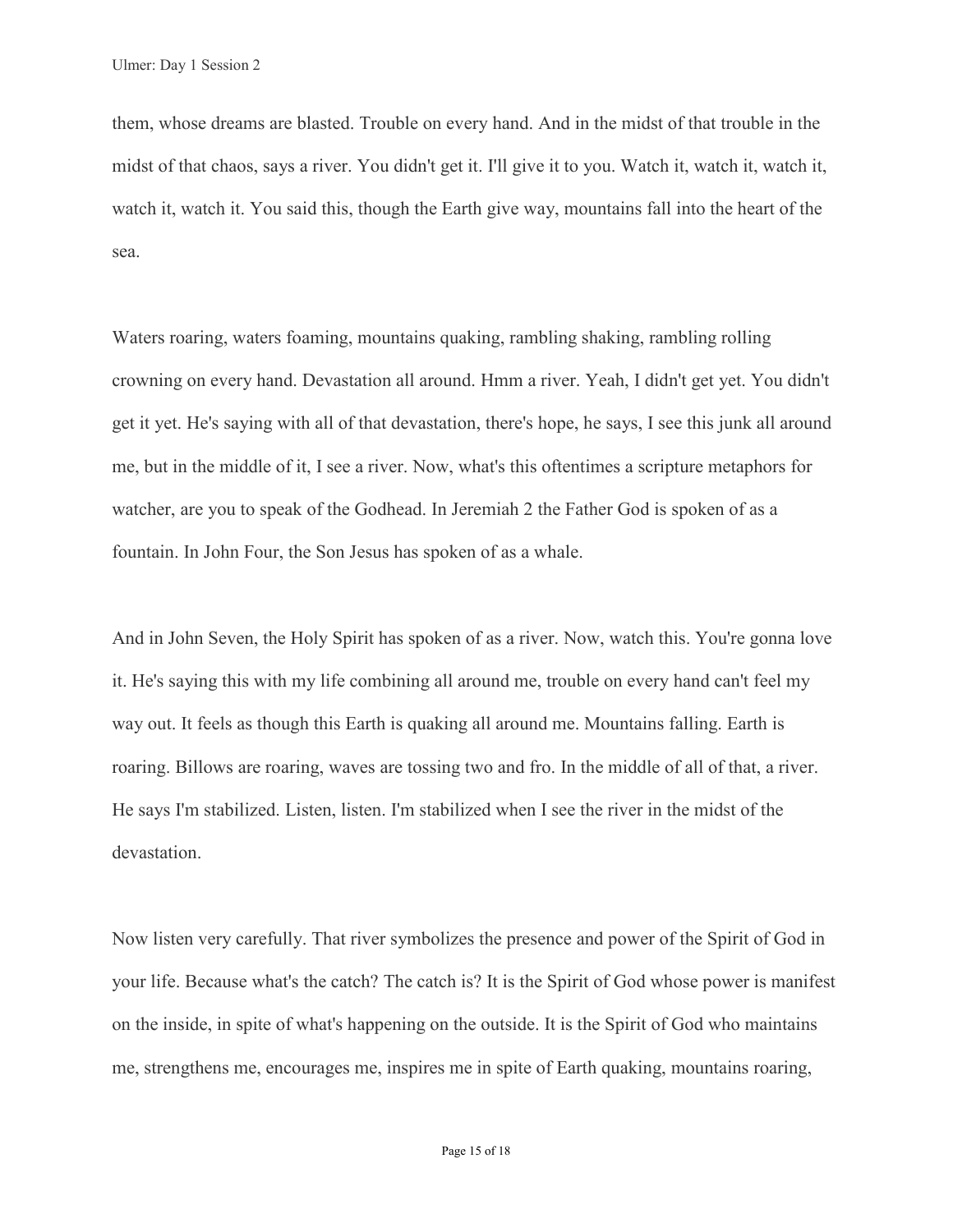them, whose dreams are blasted. Trouble on every hand. And in the midst of that trouble in the midst of that chaos, says a river. You didn't get it. I'll give it to you. Watch it, watch it, watch it, watch it, watch it. You said this, though the Earth give way, mountains fall into the heart of the sea.

Waters roaring, waters foaming, mountains quaking, rambling shaking, rambling rolling crowning on every hand. Devastation all around. Hmm a river. Yeah, I didn't get yet. You didn't get it yet. He's saying with all of that devastation, there's hope, he says, I see this junk all around me, but in the middle of it, I see a river. Now, what's this oftentimes a scripture metaphors for watcher, are you to speak of the Godhead. In Jeremiah 2 the Father God is spoken of as a fountain. In John Four, the Son Jesus has spoken of as a whale.

And in John Seven, the Holy Spirit has spoken of as a river. Now, watch this. You're gonna love it. He's saying this with my life combining all around me, trouble on every hand can't feel my way out. It feels as though this Earth is quaking all around me. Mountains falling. Earth is roaring. Billows are roaring, waves are tossing two and fro. In the middle of all of that, a river. He says I'm stabilized. Listen, listen. I'm stabilized when I see the river in the midst of the devastation.

Now listen very carefully. That river symbolizes the presence and power of the Spirit of God in your life. Because what's the catch? The catch is? It is the Spirit of God whose power is manifest on the inside, in spite of what's happening on the outside. It is the Spirit of God who maintains me, strengthens me, encourages me, inspires me in spite of Earth quaking, mountains roaring,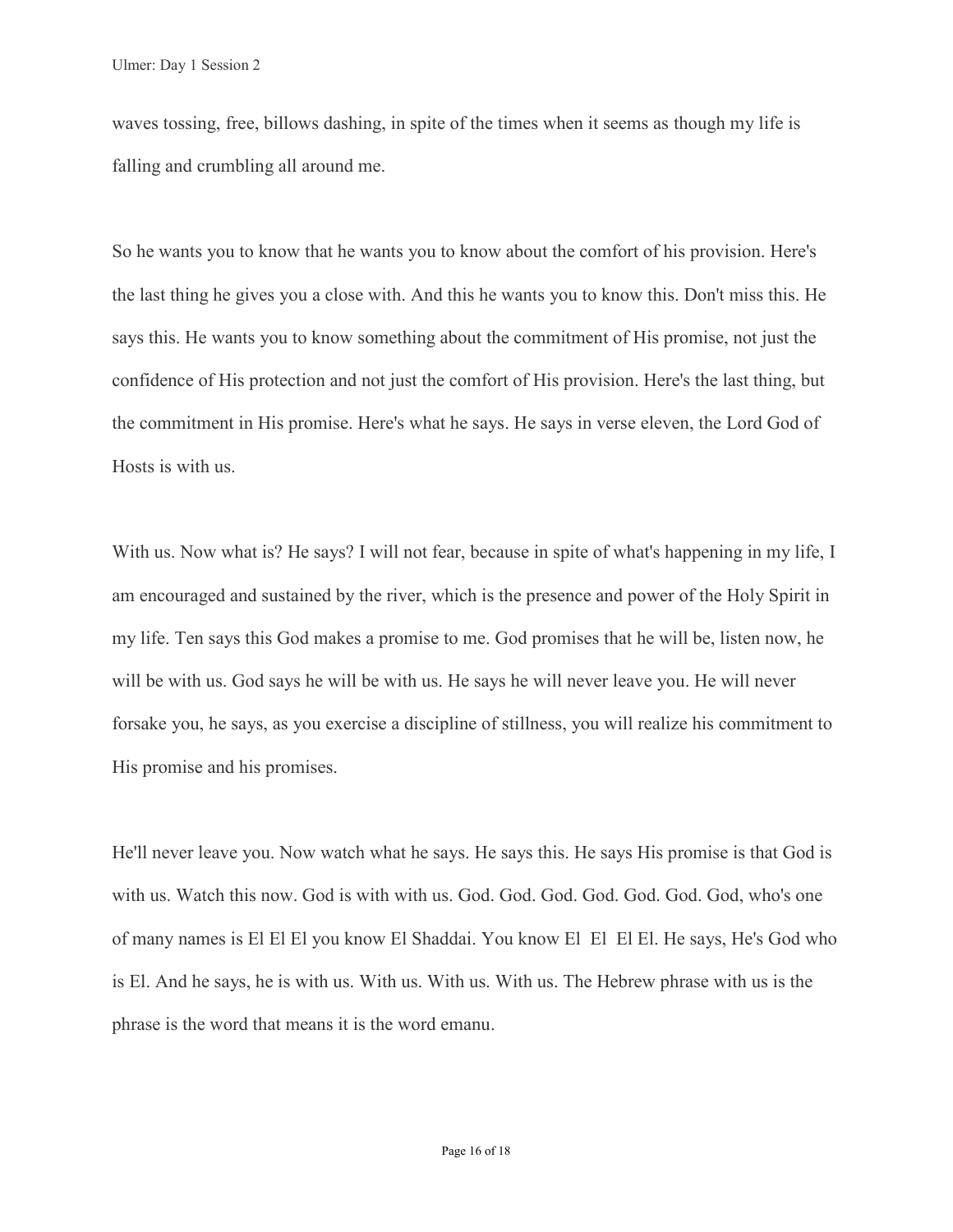waves tossing, free, billows dashing, in spite of the times when it seems as though my life is falling and crumbling all around me.

So he wants you to know that he wants you to know about the comfort of his provision. Here's the last thing he gives you a close with. And this he wants you to know this. Don't miss this. He says this. He wants you to know something about the commitment of His promise, not just the confidence of His protection and not just the comfort of His provision. Here's the last thing, but the commitment in His promise. Here's what he says. He says in verse eleven, the Lord God of Hosts is with us.

With us. Now what is? He says? I will not fear, because in spite of what's happening in my life, I am encouraged and sustained by the river, which is the presence and power of the Holy Spirit in my life. Ten says this God makes a promise to me. God promises that he will be, listen now, he will be with us. God says he will be with us. He says he will never leave you. He will never forsake you, he says, as you exercise a discipline of stillness, you will realize his commitment to His promise and his promises.

He'll never leave you. Now watch what he says. He says this. He says His promise is that God is with us. Watch this now. God is with with us. God. God. God. God. God. God. God, who's one of many names is El El El you know El Shaddai. You know El El El El. He says, He's God who is El. And he says, he is with us. With us. With us. With us. The Hebrew phrase with us is the phrase is the word that means it is the word emanu.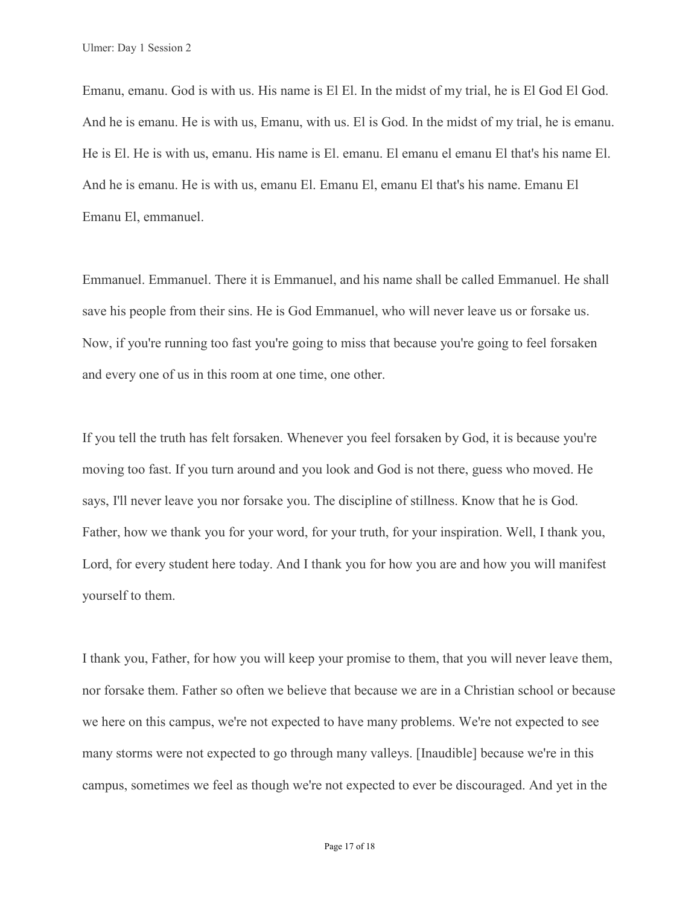Emanu, emanu. God is with us. His name is El El. In the midst of my trial, he is El God El God. And he is emanu. He is with us, Emanu, with us. El is God. In the midst of my trial, he is emanu. He is El. He is with us, emanu. His name is El. emanu. El emanu el emanu El that's his name El. And he is emanu. He is with us, emanu El. Emanu El, emanu El that's his name. Emanu El Emanu El, emmanuel.

Emmanuel. Emmanuel. There it is Emmanuel, and his name shall be called Emmanuel. He shall save his people from their sins. He is God Emmanuel, who will never leave us or forsake us. Now, if you're running too fast you're going to miss that because you're going to feel forsaken and every one of us in this room at one time, one other.

If you tell the truth has felt forsaken. Whenever you feel forsaken by God, it is because you're moving too fast. If you turn around and you look and God is not there, guess who moved. He says, I'll never leave you nor forsake you. The discipline of stillness. Know that he is God. Father, how we thank you for your word, for your truth, for your inspiration. Well, I thank you, Lord, for every student here today. And I thank you for how you are and how you will manifest yourself to them.

I thank you, Father, for how you will keep your promise to them, that you will never leave them, nor forsake them. Father so often we believe that because we are in a Christian school or because we here on this campus, we're not expected to have many problems. We're not expected to see many storms were not expected to go through many valleys. [Inaudible] because we're in this campus, sometimes we feel as though we're not expected to ever be discouraged. And yet in the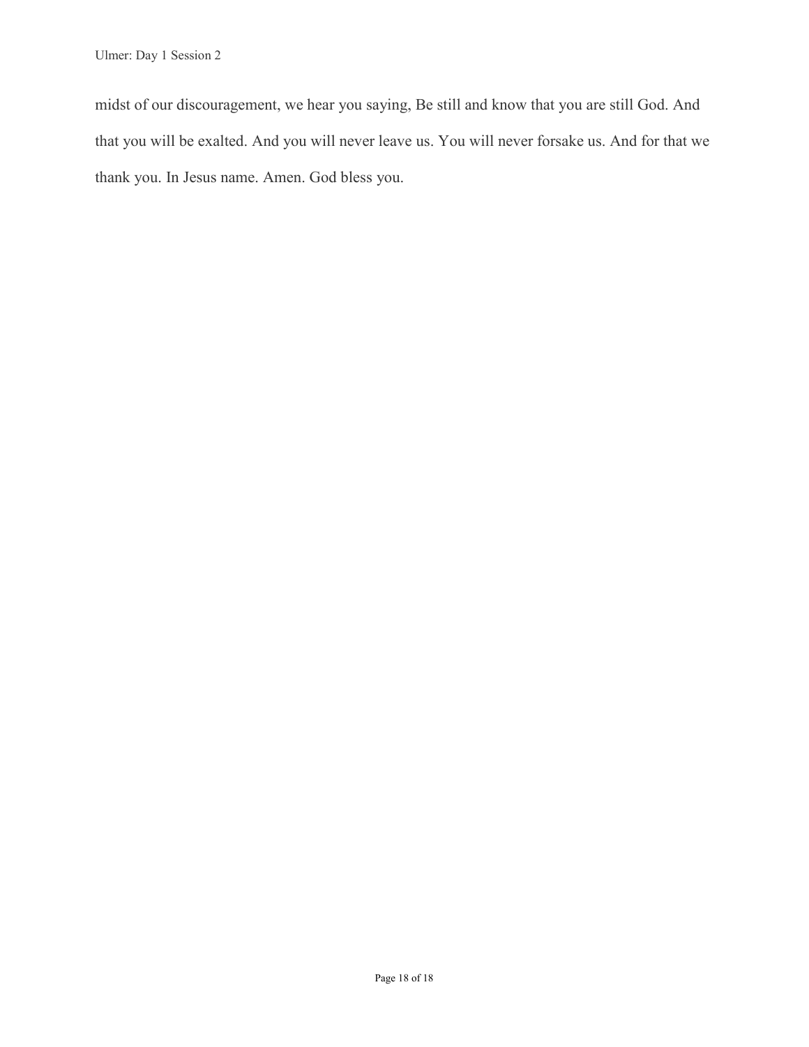midst of our discouragement, we hear you saying, Be still and know that you are still God. And that you will be exalted. And you will never leave us. You will never forsake us. And for that we thank you. In Jesus name. Amen. God bless you.